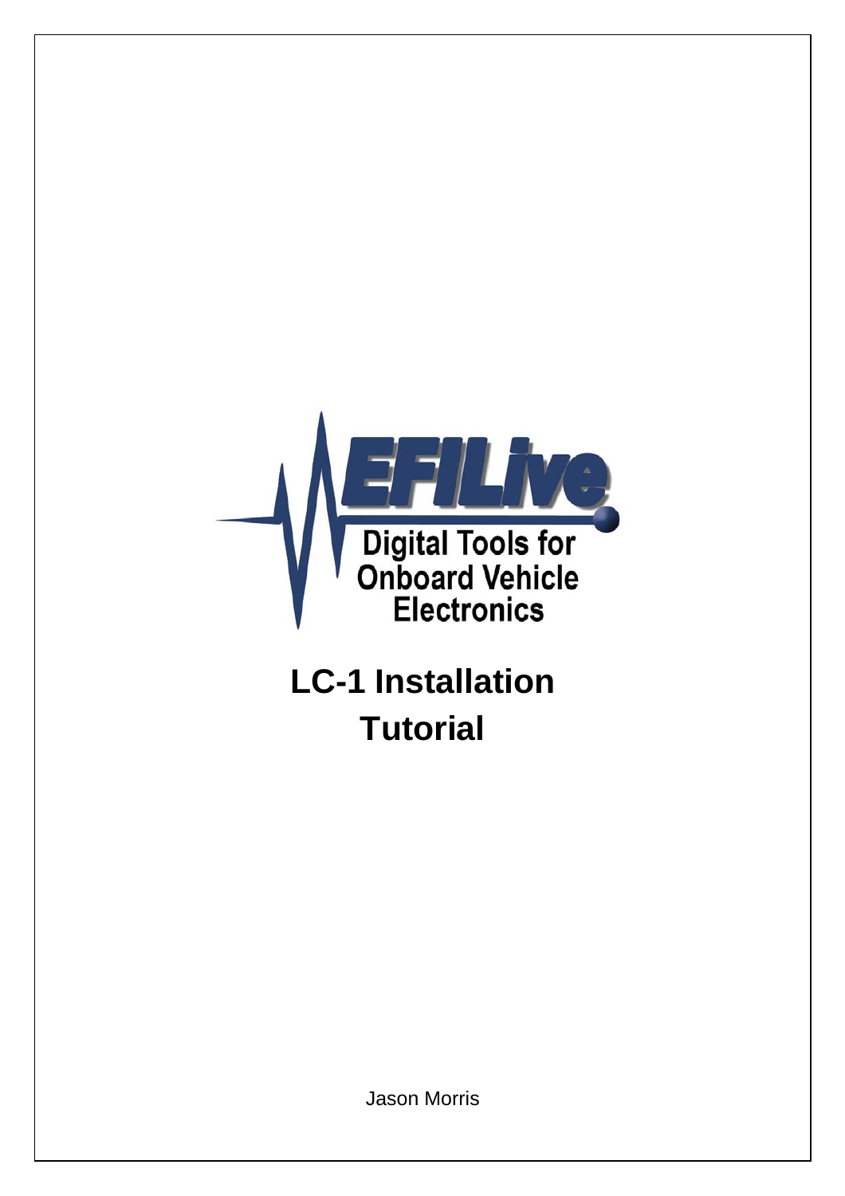EFILive

Digital Tools for Onboard Vehicle Electronics

# LC-1 Installation Tutorial

Jason Morris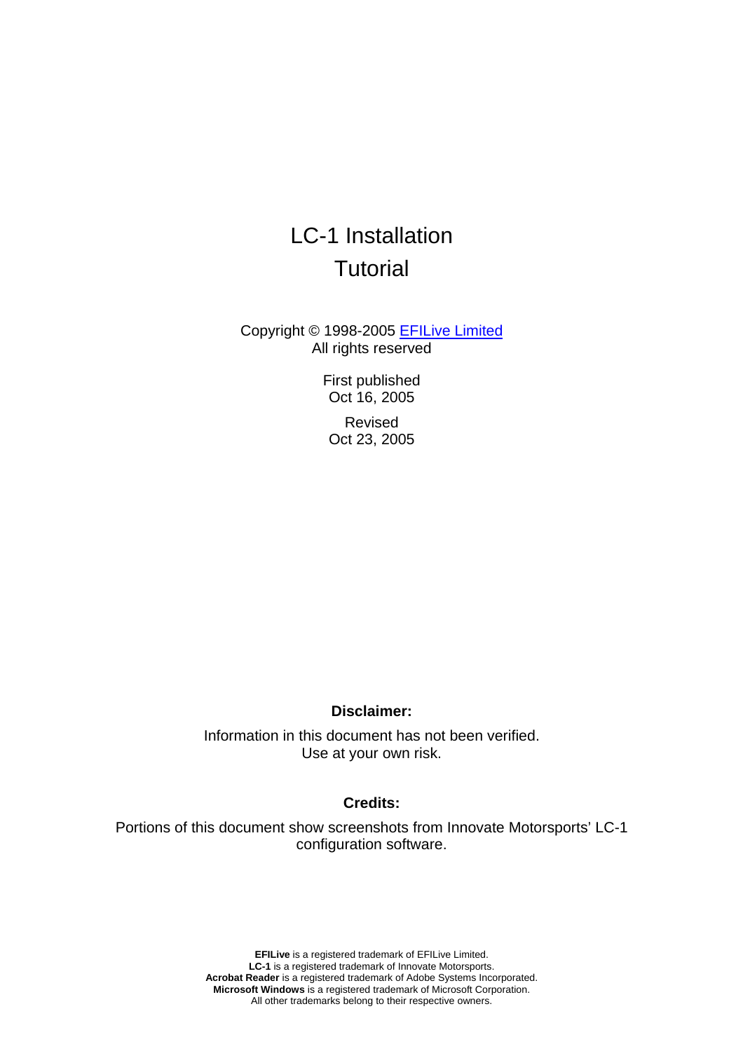# LC-1 Installation Tutorial

Copyright © 1998-2005 [EFILive Limited](EFILive Limited)
All rights reserved

First published
Oct 16, 2005

Revised
Oct 23, 2005

**Disclaimer:**

Information in this document has not been verified.
Use at your own risk.

**Credits:**

Portions of this document show screenshots from Innovate Motorsports' LC-1 configuration software.

**EFILive** is a registered trademark of EFILive Limited.
**LC-1** is a registered trademark of Innovate Motorsports.
**Acrobat Reader** is a registered trademark of Adobe Systems Incorporated.
**Microsoft Windows** is a registered trademark of Microsoft Corporation.
All other trademarks belong to their respective owners.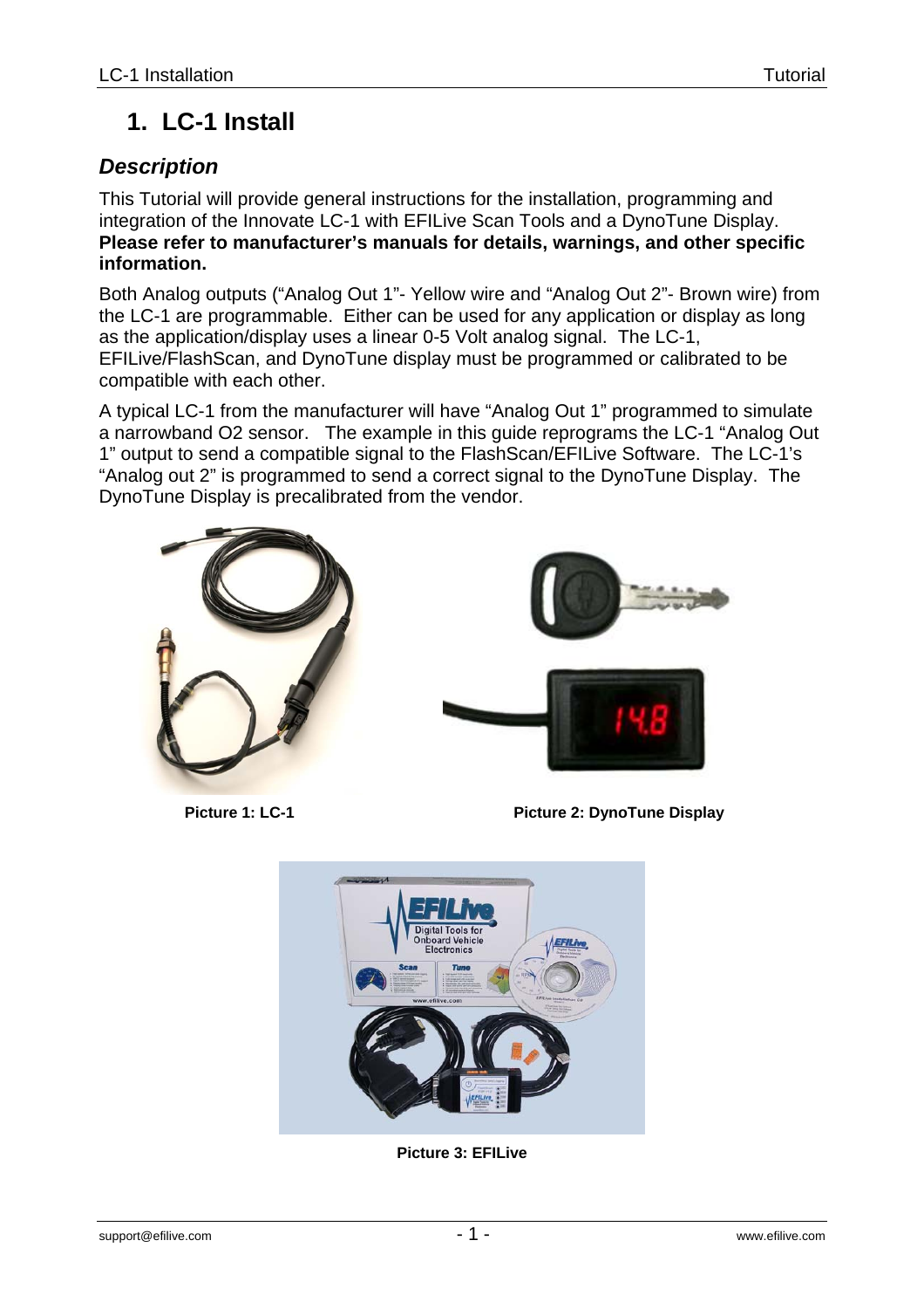# 1. LC-1 Install

## *Description*

This Tutorial will provide general instructions for the installation, programming and integration of the Innovate LC-1 with EFILive Scan Tools and a DynoTune Display. **Please refer to manufacturer's manuals for details, warnings, and other specific information.**

Both Analog outputs ("Analog Out 1"- Yellow wire and "Analog Out 2"- Brown wire) from the LC-1 are programmable. Either can be used for any application or display as long as the application/display uses a linear 0-5 Volt analog signal. The LC-1, EFILive/FlashScan, and DynoTune display must be programmed or calibrated to be compatible with each other.

A typical LC-1 from the manufacturer will have "Analog Out 1" programmed to simulate a narrowband O2 sensor. The example in this guide reprograms the LC-1 "Analog Out 1" output to send a compatible signal to the FlashScan/EFILive Software. The LC-1's "Analog out 2" is programmed to send a correct signal to the DynoTune Display. The DynoTune Display is precalibrated from the vendor.

**Picture 1: LC-1**

**Picture 2: DynoTune Display**

**Picture 3: EFILive**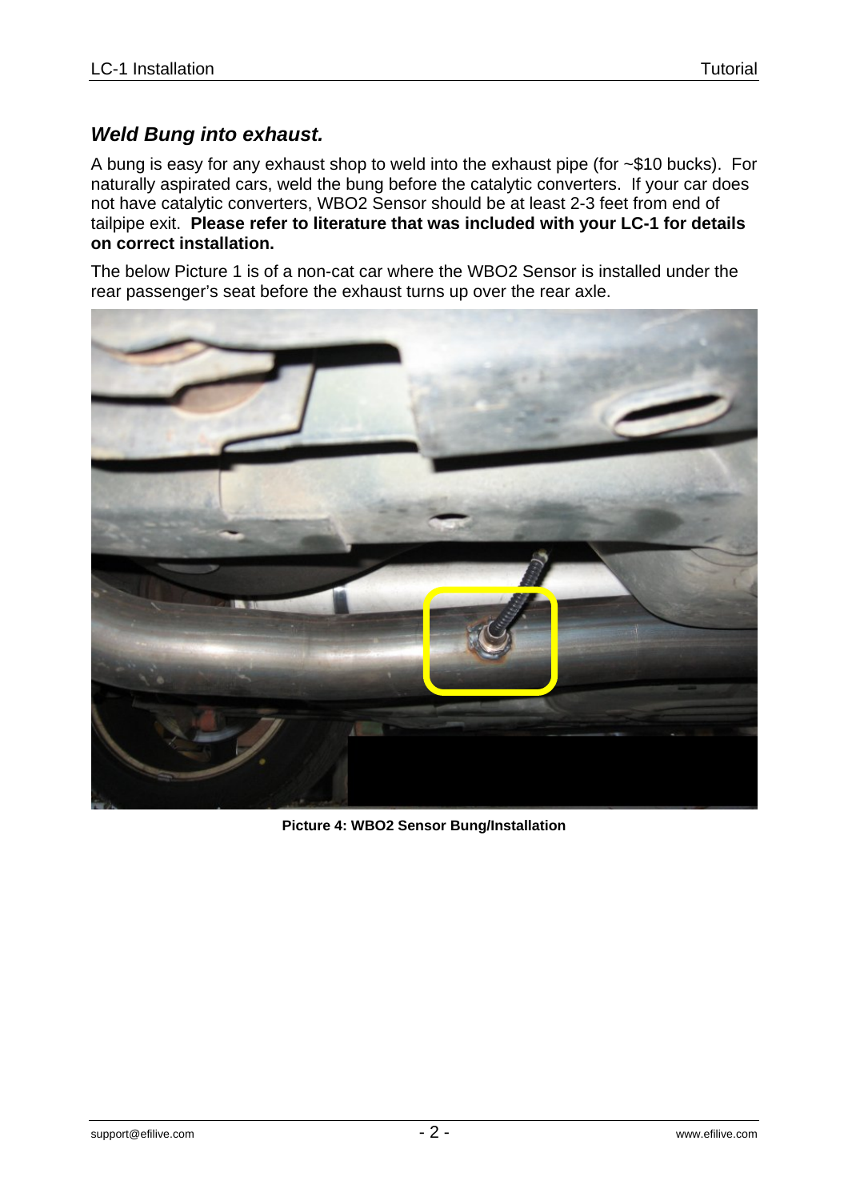### *Weld Bung into exhaust.*

A bung is easy for any exhaust shop to weld into the exhaust pipe (for ~$10 bucks). For naturally aspirated cars, weld the bung before the catalytic converters. If your car does not have catalytic converters, WBO2 Sensor should be at least 2-3 feet from end of tailpipe exit. **Please refer to literature that was included with your LC-1 for details on correct installation.**

The below Picture 1 is of a non-cat car where the WBO2 Sensor is installed under the rear passenger's seat before the exhaust turns up over the rear axle.

**Picture 4: WBO2 Sensor Bung/Installation**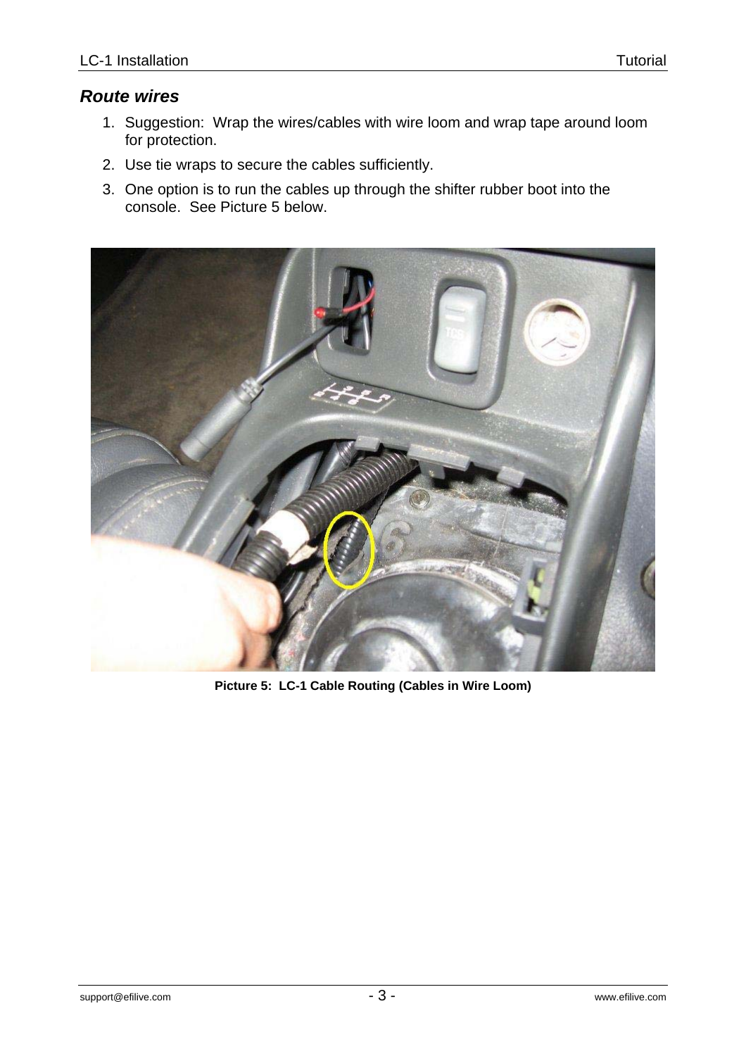## *Route wires*

1. Suggestion: Wrap the wires/cables with wire loom and wrap tape around loom for protection.
2. Use tie wraps to secure the cables sufficiently.
3. One option is to run the cables up through the shifter rubber boot into the console. See Picture 5 below.

**Picture 5: LC-1 Cable Routing (Cables in Wire Loom)**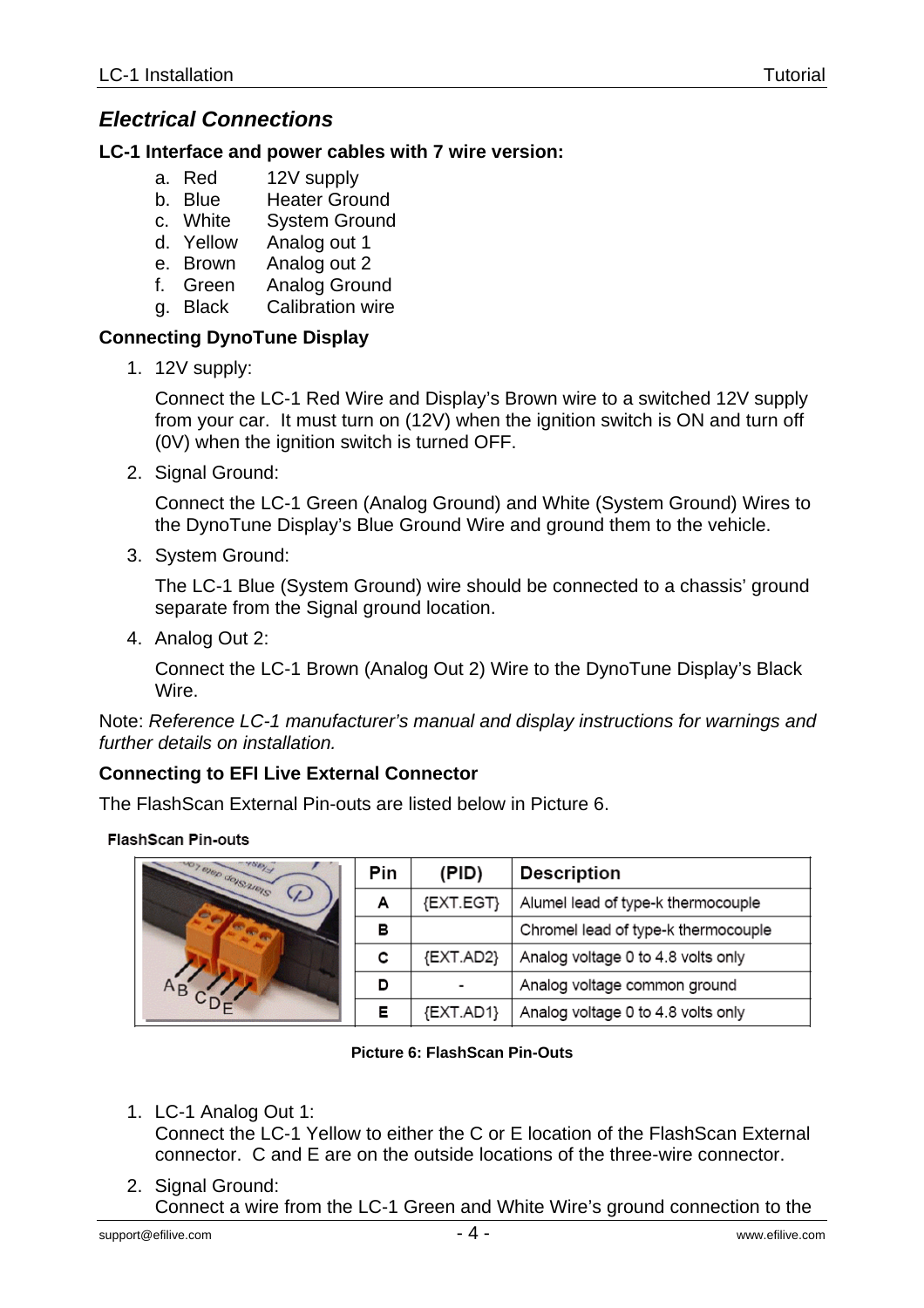## *Electrical Connections*

**LC-1 Interface and power cables with 7 wire version:**

a. Red 12V supply
b. Blue Heater Ground
c. White System Ground
d. Yellow Analog out 1
e. Brown Analog out 2
f. Green Analog Ground
g. Black Calibration wire

**Connecting DynoTune Display**

1. 12V supply:

   Connect the LC-1 Red Wire and Display's Brown wire to a switched 12V supply from your car. It must turn on (12V) when the ignition switch is ON and turn off (0V) when the ignition switch is turned OFF.

2. Signal Ground:

   Connect the LC-1 Green (Analog Ground) and White (System Ground) Wires to the DynoTune Display's Blue Ground Wire and ground them to the vehicle.

3. System Ground:

   The LC-1 Blue (System Ground) wire should be connected to a chassis' ground separate from the Signal ground location.

4. Analog Out 2:

   Connect the LC-1 Brown (Analog Out 2) Wire to the DynoTune Display's Black Wire.

Note: *Reference LC-1 manufacturer's manual and display instructions for warnings and further details on installation.*

**Connecting to EFI Live External Connector**

The FlashScan External Pin-outs are listed below in Picture 6.

**FlashScan Pin-outs**

| Pin | (PID) | Description |
|---|---|---|
| A | {EXT.EGT} | Alumel lead of type-k thermocouple |
| B | | Chromel lead of type-k thermocouple |
| C | {EXT.AD2} | Analog voltage 0 to 4.8 volts only |
| D | - | Analog voltage common ground |
| E | {EXT.AD1} | Analog voltage 0 to 4.8 volts only |

**Picture 6: FlashScan Pin-Outs**

1. LC-1 Analog Out 1:
   Connect the LC-1 Yellow to either the C or E location of the FlashScan External connector. C and E are on the outside locations of the three-wire connector.

2. Signal Ground:
   Connect a wire from the LC-1 Green and White Wire's ground connection to the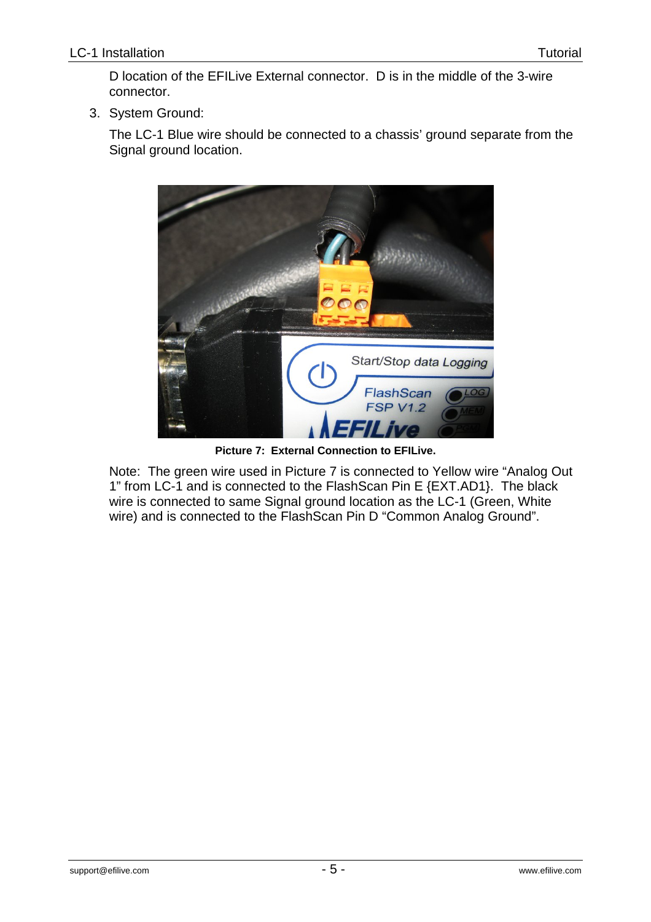D location of the EFILive External connector.  D is in the middle of the 3-wire connector.

3. System Ground:

   The LC-1 Blue wire should be connected to a chassis' ground separate from the Signal ground location.

**Picture 7:  External Connection to EFILive.**

Note:  The green wire used in Picture 7 is connected to Yellow wire "Analog Out 1" from LC-1 and is connected to the FlashScan Pin E {EXT.AD1}.  The black wire is connected to same Signal ground location as the LC-1 (Green, White wire) and is connected to the FlashScan Pin D "Common Analog Ground".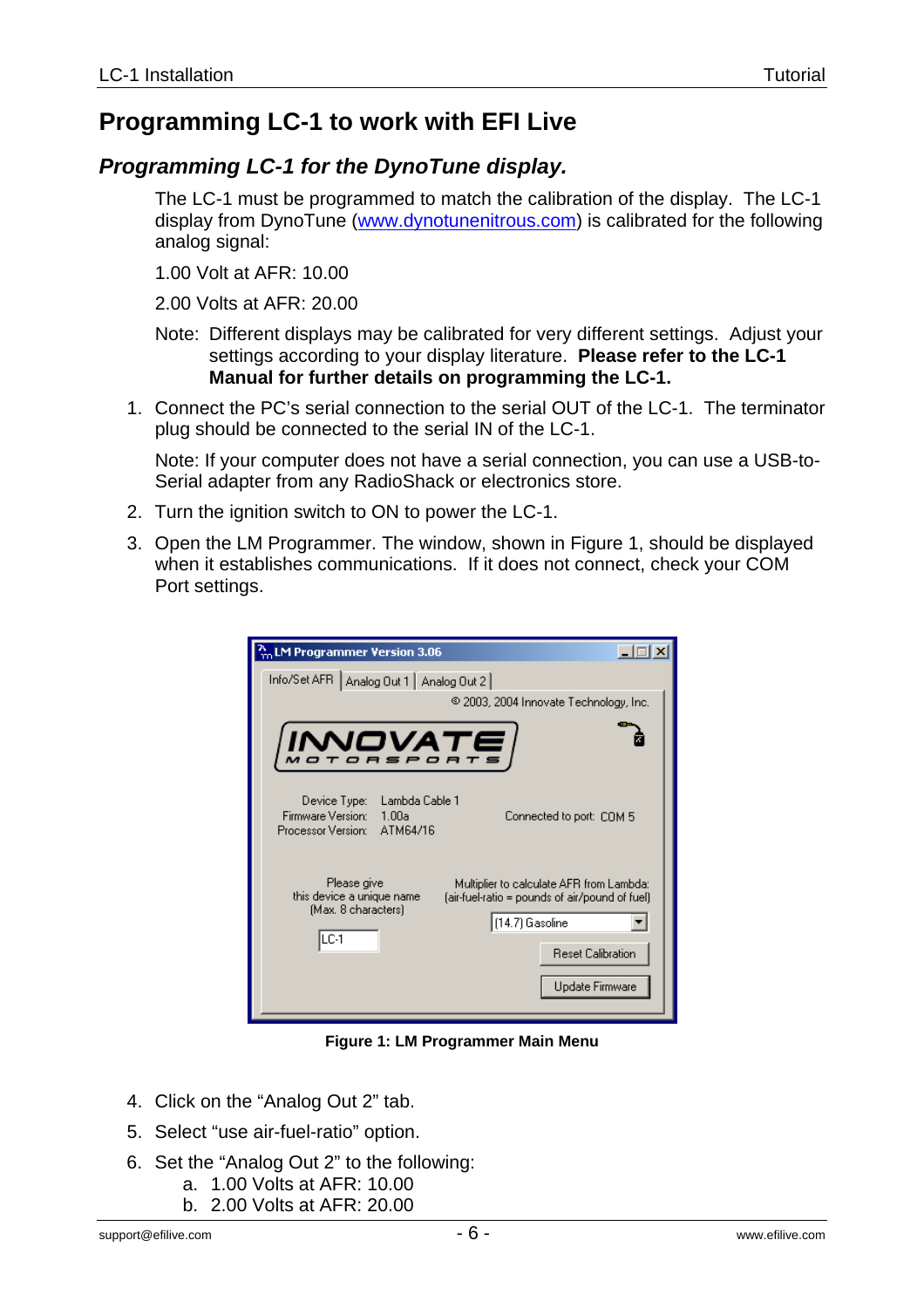# Programming LC-1 to work with EFI Live

## *Programming LC-1 for the DynoTune display.*

The LC-1 must be programmed to match the calibration of the display. The LC-1 display from DynoTune (www.dynotunenitrous.com) is calibrated for the following analog signal:

1.00 Volt at AFR: 10.00

2.00 Volts at AFR: 20.00

Note: Different displays may be calibrated for very different settings. Adjust your settings according to your display literature. **Please refer to the LC-1 Manual for further details on programming the LC-1.**

1. Connect the PC's serial connection to the serial OUT of the LC-1. The terminator plug should be connected to the serial IN of the LC-1.

   Note: If your computer does not have a serial connection, you can use a USB-to-Serial adapter from any RadioShack or electronics store.

2. Turn the ignition switch to ON to power the LC-1.
3. Open the LM Programmer. The window, shown in Figure 1, should be displayed when it establishes communications. If it does not connect, check your COM Port settings.

**Figure 1: LM Programmer Main Menu**

4. Click on the "Analog Out 2" tab.
5. Select "use air-fuel-ratio" option.
6. Set the "Analog Out 2" to the following:
   a. 1.00 Volts at AFR: 10.00
   b. 2.00 Volts at AFR: 20.00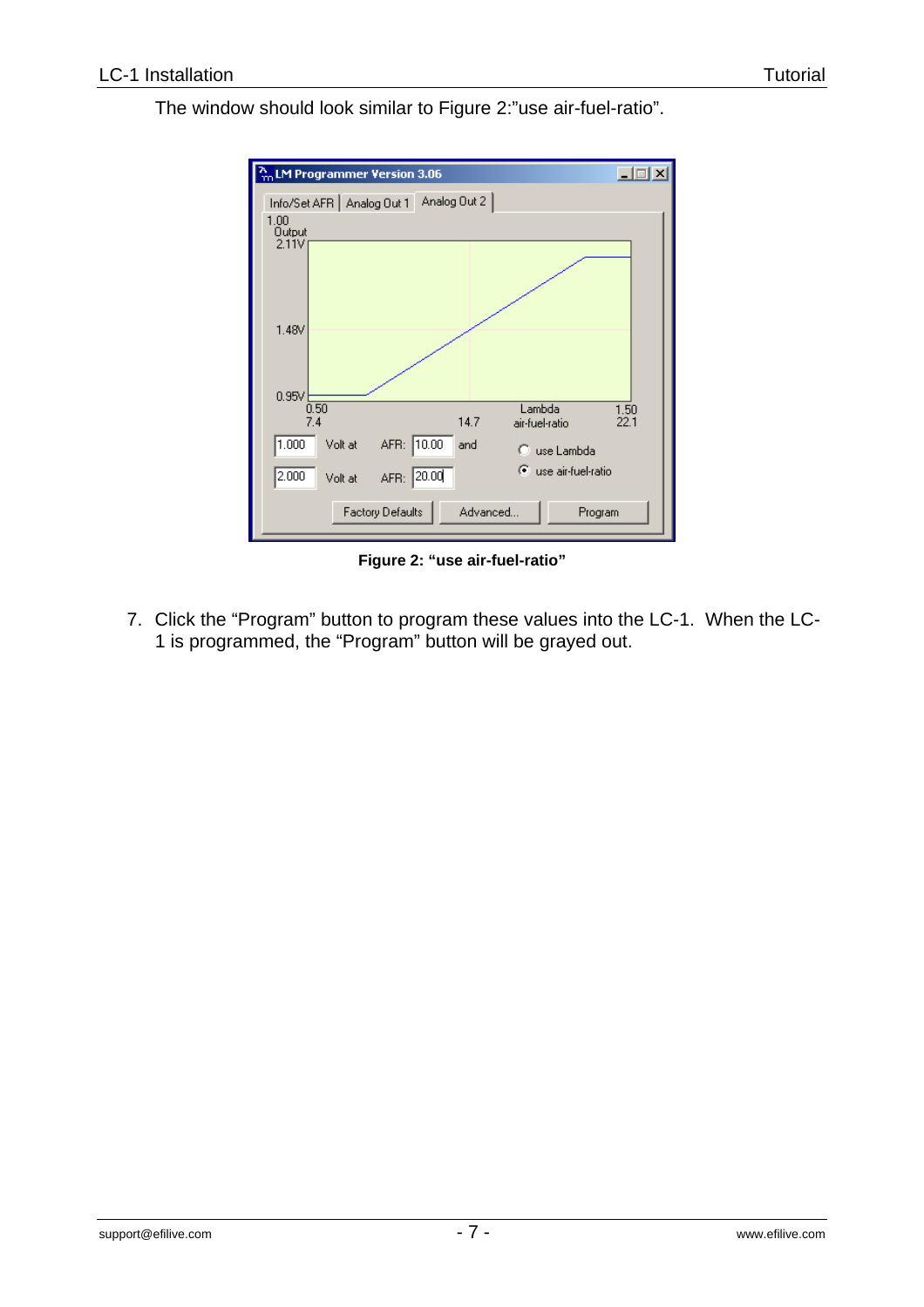The window should look similar to Figure 2:"use air-fuel-ratio".

**Figure 2: "use air-fuel-ratio"**

7. Click the "Program" button to program these values into the LC-1. When the LC-1 is programmed, the "Program" button will be grayed out.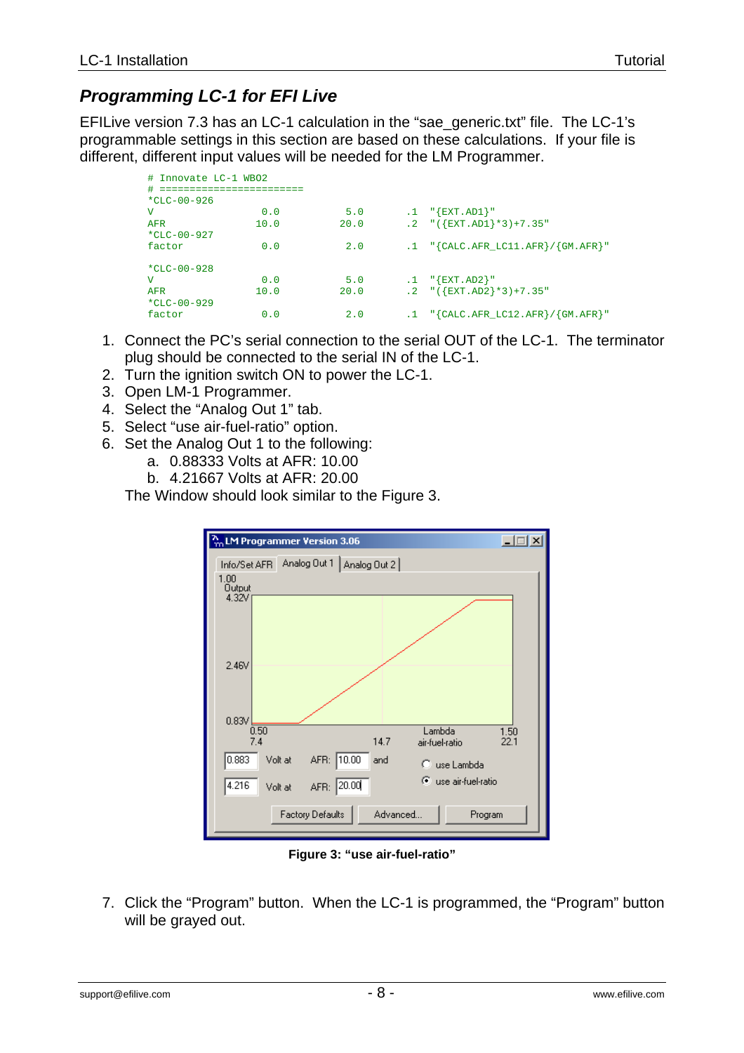## *Programming LC-1 for EFI Live*

EFILive version 7.3 has an LC-1 calculation in the “sae_generic.txt” file. The LC-1’s programmable settings in this section are based on these calculations. If your file is different, different input values will be needed for the LM Programmer.

```
# Innovate LC-1 WBO2
# ========================
*CLC-00-926
V            0.0      5.0     .1  "{EXT.AD1}"
AFR         10.0     20.0     .2  "({EXT.AD1}*3)+7.35"
*CLC-00-927
factor       0.0      2.0     .1  "{CALC.AFR_LC11.AFR}/{GM.AFR}"

*CLC-00-928
V            0.0      5.0     .1  "{EXT.AD2}"
AFR         10.0     20.0     .2  "({EXT.AD2}*3)+7.35"
*CLC-00-929
factor       0.0      2.0     .1  "{CALC.AFR_LC12.AFR}/{GM.AFR}"
```

1. Connect the PC’s serial connection to the serial OUT of the LC-1. The terminator plug should be connected to the serial IN of the LC-1.
2. Turn the ignition switch ON to power the LC-1.
3. Open LM-1 Programmer.
4. Select the “Analog Out 1” tab.
5. Select “use air-fuel-ratio” option.
6. Set the Analog Out 1 to the following:
   a. 0.88333 Volts at AFR: 10.00
   b. 4.21667 Volts at AFR: 20.00

   The Window should look similar to the Figure 3.

**Figure 3: “use air-fuel-ratio”**

7. Click the “Program” button. When the LC-1 is programmed, the “Program” button will be grayed out.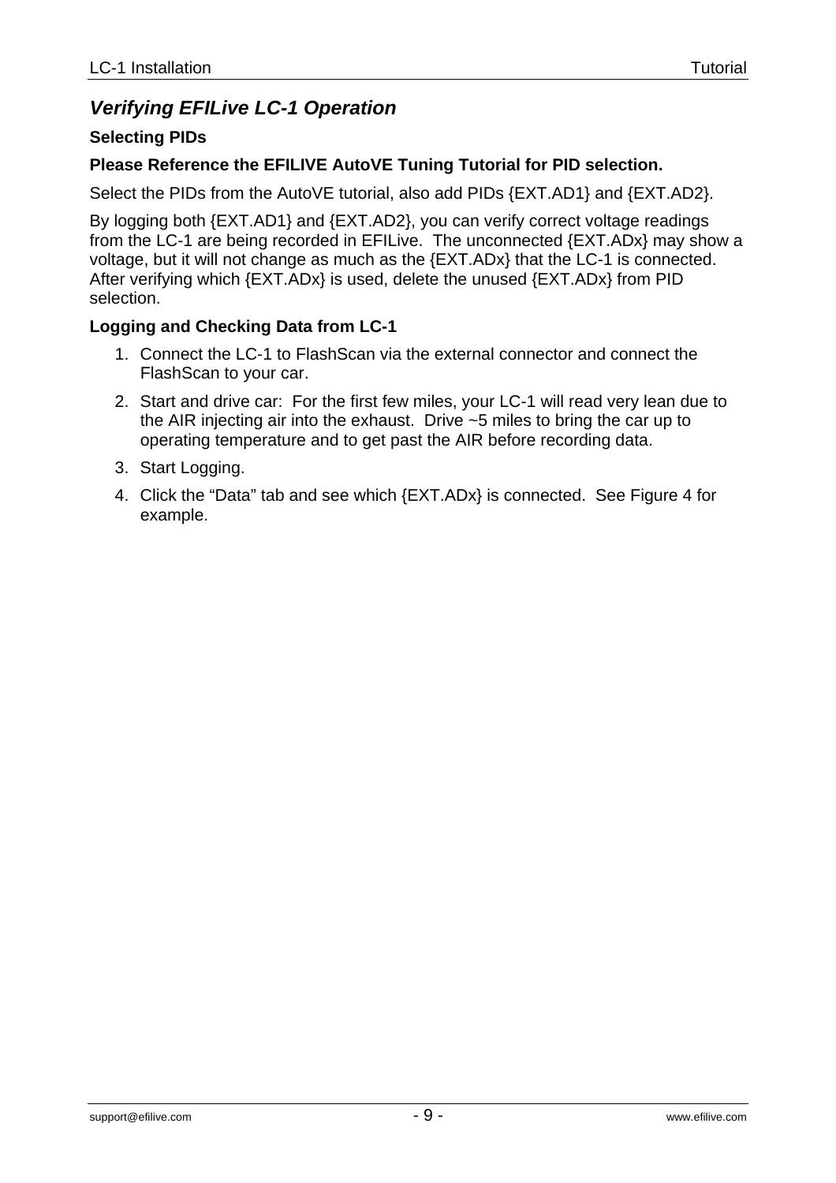## *Verifying EFILive LC-1 Operation*

### Selecting PIDs

**Please Reference the EFILIVE AutoVE Tuning Tutorial for PID selection.**

Select the PIDs from the AutoVE tutorial, also add PIDs {EXT.AD1} and {EXT.AD2}.

By logging both {EXT.AD1} and {EXT.AD2}, you can verify correct voltage readings from the LC-1 are being recorded in EFILive. The unconnected {EXT.ADx} may show a voltage, but it will not change as much as the {EXT.ADx} that the LC-1 is connected. After verifying which {EXT.ADx} is used, delete the unused {EXT.ADx} from PID selection.

### Logging and Checking Data from LC-1

1. Connect the LC-1 to FlashScan via the external connector and connect the FlashScan to your car.
2. Start and drive car: For the first few miles, your LC-1 will read very lean due to the AIR injecting air into the exhaust. Drive ~5 miles to bring the car up to operating temperature and to get past the AIR before recording data.
3. Start Logging.
4. Click the “Data” tab and see which {EXT.ADx} is connected. See Figure 4 for example.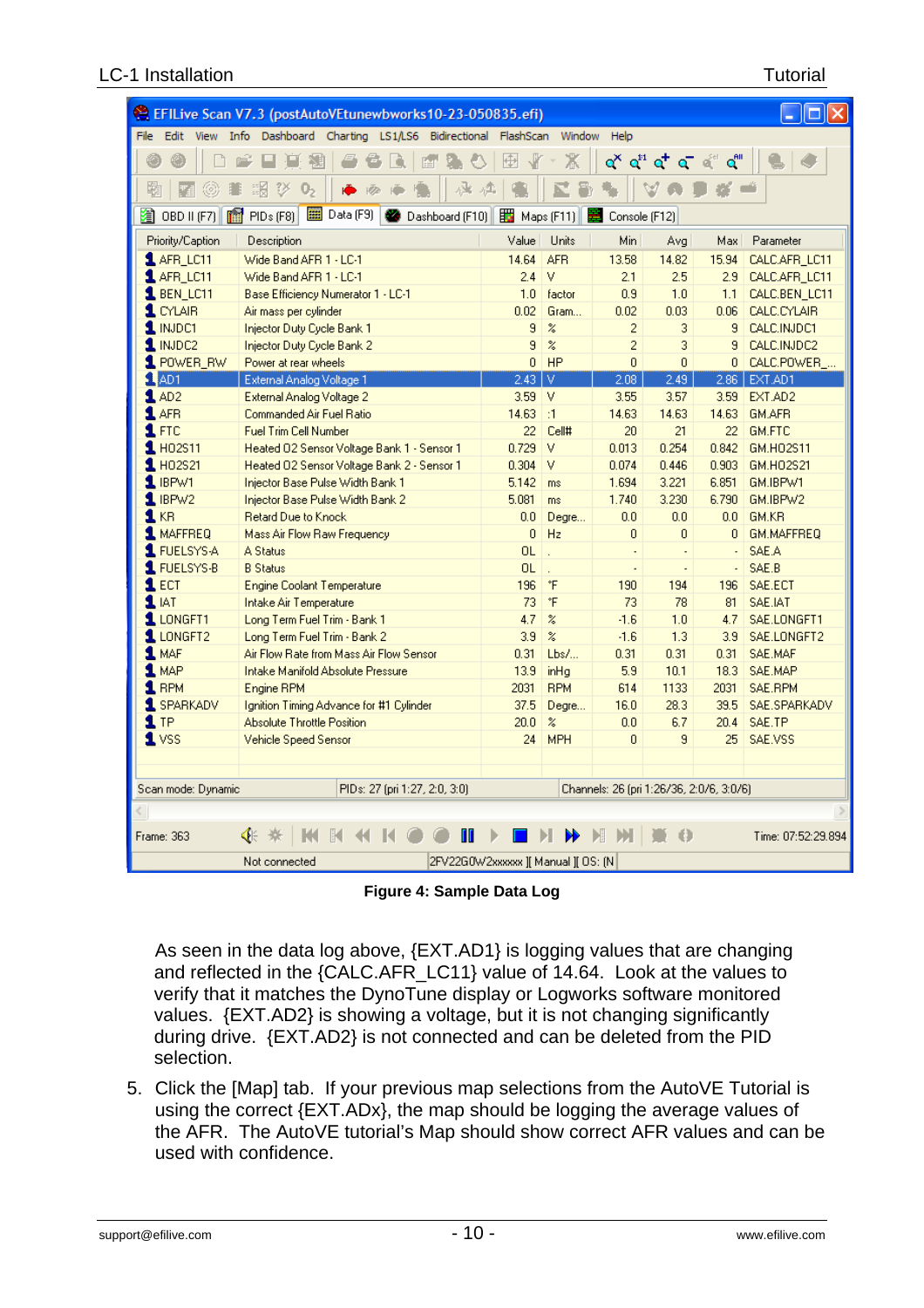| Priority/Caption | Description | Value | Units | Min | Avg | Max | Parameter |
|---|---|---|---|---|---|---|---|
| AFR_LC11 | Wide Band AFR 1 - LC-1 | 14.64 | AFR | 13.58 | 14.82 | 15.94 | CALC.AFR_LC11 |
| AFR_LC11 | Wide Band AFR 1 - LC-1 | 2.4 | V | 2.1 | 2.5 | 2.9 | CALC.AFR_LC11 |
| BEN_LC11 | Base Efficiency Numerator 1 - LC-1 | 1.0 | factor | 0.9 | 1.0 | 1.1 | CALC.BEN_LC11 |
| CYLAIR | Air mass per cylinder | 0.02 | Gram... | 0.02 | 0.03 | 0.06 | CALC.CYLAIR |
| INJDC1 | Injector Duty Cycle Bank 1 | 9 | % | 2 | 3 | 9 | CALC.INJDC1 |
| INJDC2 | Injector Duty Cycle Bank 2 | 9 | % | 2 | 3 | 9 | CALC.INJDC2 |
| POWER_RW | Power at rear wheels | 0 | HP | 0 | 0 | 0 | CALC.POWER_... |
| AD1 | External Analog Voltage 1 | 2.43 | V | 2.08 | 2.49 | 2.86 | EXT.AD1 |
| AD2 | External Analog Voltage 2 | 3.59 | V | 3.55 | 3.57 | 3.59 | EXT.AD2 |
| AFR | Commanded Air Fuel Ratio | 14.63 | :1 | 14.63 | 14.63 | 14.63 | GM.AFR |
| FTC | Fuel Trim Cell Number | 22 | Cell# | 20 | 21 | 22 | GM.FTC |
| HO2S11 | Heated O2 Sensor Voltage Bank 1 - Sensor 1 | 0.729 | V | 0.013 | 0.254 | 0.842 | GM.HO2S11 |
| HO2S21 | Heated O2 Sensor Voltage Bank 2 - Sensor 1 | 0.304 | V | 0.074 | 0.446 | 0.903 | GM.HO2S21 |
| IBPW1 | Injector Base Pulse Width Bank 1 | 5.142 | ms | 1.694 | 3.221 | 6.851 | GM.IBPW1 |
| IBPW2 | Injector Base Pulse Width Bank 2 | 5.081 | ms | 1.740 | 3.230 | 6.790 | GM.IBPW2 |
| KR | Retard Due to Knock | 0.0 | Degre... | 0.0 | 0.0 | 0.0 | GM.KR |
| MAFFREQ | Mass Air Flow Raw Frequency | 0 | Hz | 0 | 0 | 0 | GM.MAFFREQ |
| FUELSYS-A | A Status | OL | . | - | - | - | SAE.A |
| FUELSYS-B | B Status | OL | . | - | - | - | SAE.B |
| ECT | Engine Coolant Temperature | 196 | °F | 190 | 194 | 196 | SAE.ECT |
| IAT | Intake Air Temperature | 73 | °F | 73 | 78 | 81 | SAE.IAT |
| LONGFT1 | Long Term Fuel Trim - Bank 1 | 4.7 | % | -1.6 | 1.0 | 4.7 | SAE.LONGFT1 |
| LONGFT2 | Long Term Fuel Trim - Bank 2 | 3.9 | % | -1.6 | 1.3 | 3.9 | SAE.LONGFT2 |
| MAF | Air Flow Rate from Mass Air Flow Sensor | 0.31 | Lbs/... | 0.31 | 0.31 | 0.31 | SAE.MAF |
| MAP | Intake Manifold Absolute Pressure | 13.9 | inHg | 5.9 | 10.1 | 18.3 | SAE.MAP |
| RPM | Engine RPM | 2031 | RPM | 614 | 1133 | 2031 | SAE.RPM |
| SPARKADV | Ignition Timing Advance for #1 Cylinder | 37.5 | Degre... | 16.0 | 28.3 | 39.5 | SAE.SPARKADV |
| TP | Absolute Throttle Position | 20.0 | % | 0.0 | 6.7 | 20.4 | SAE.TP |
| VSS | Vehicle Speed Sensor | 24 | MPH | 0 | 9 | 25 | SAE.VSS |

**Figure 4: Sample Data Log**

As seen in the data log above, {EXT.AD1} is logging values that are changing and reflected in the {CALC.AFR_LC11} value of 14.64. Look at the values to verify that it matches the DynoTune display or Logworks software monitored values. {EXT.AD2} is showing a voltage, but it is not changing significantly during drive. {EXT.AD2} is not connected and can be deleted from the PID selection.

5. Click the [Map] tab. If your previous map selections from the AutoVE Tutorial is using the correct {EXT.ADx}, the map should be logging the average values of the AFR. The AutoVE tutorial's Map should show correct AFR values and can be used with confidence.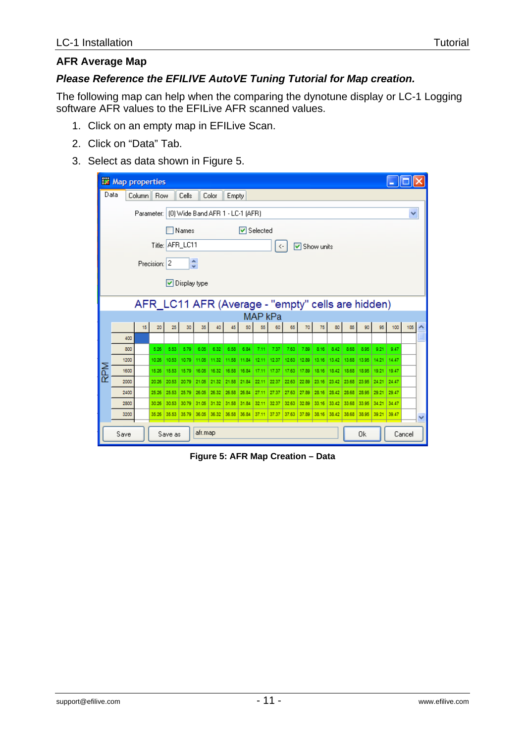## AFR Average Map

***Please Reference the EFILIVE AutoVE Tuning Tutorial for Map creation.***

The following map can help when the comparing the dynotune display or LC-1 Logging software AFR values to the EFILive AFR scanned values.

1. Click on an empty map in EFILive Scan.
2. Click on "Data" Tab.
3. Select as data shown in Figure 5.

**Figure 5: AFR Map Creation – Data**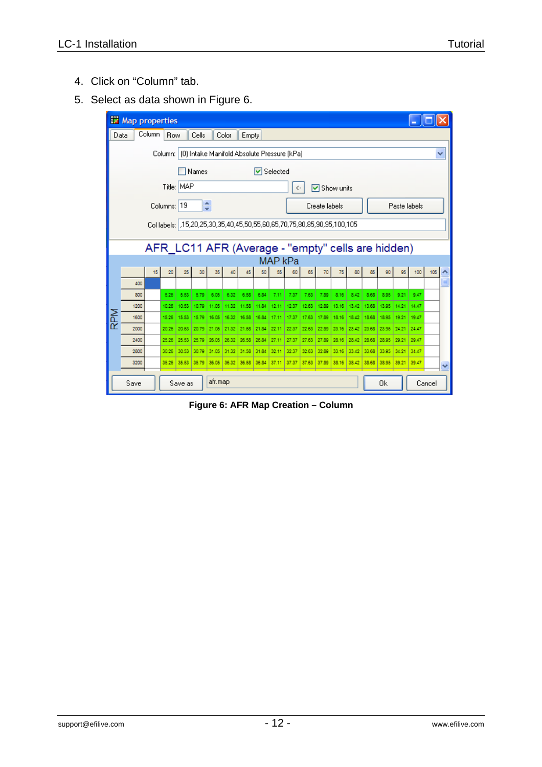4. Click on "Column" tab.
5. Select as data shown in Figure 6.

**Figure 6: AFR Map Creation – Column**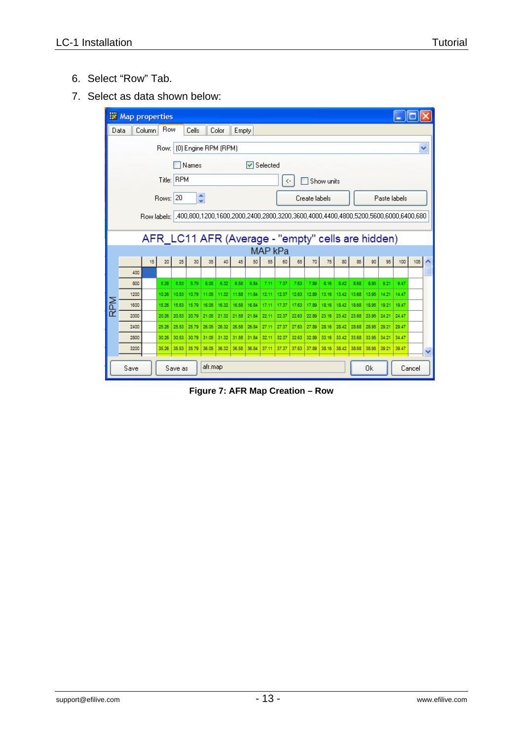6. Select “Row” Tab.
7. Select as data shown below:

Figure 7: AFR Map Creation – Row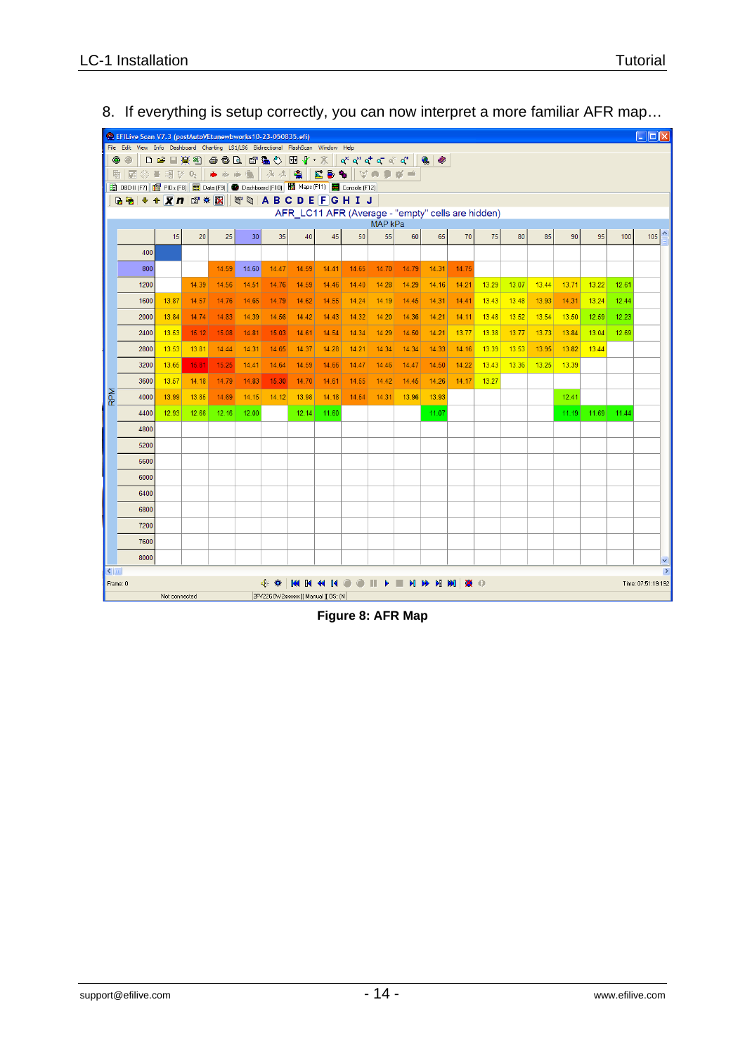8. If everything is setup correctly, you can now interpret a more familiar AFR map…

AFR_LC11 AFR (Average - "empty" cells are hidden)

MAP kPa

| RPM | 15 | 20 | 25 | 30 | 35 | 40 | 45 | 50 | 55 | 60 | 65 | 70 | 75 | 80 | 85 | 90 | 95 | 100 | 105 |
|---|---|---|---|---|---|---|---|---|---|---|---|---|---|---|---|---|---|---|---|
| 400 | | | | | | | | | | | | | | | | | | | |
| 800 | | | 14.59 | 14.60 | 14.47 | 14.69 | 14.41 | 14.65 | 14.70 | 14.79 | 14.31 | 14.75 | | | | | | | |
| 1200 | | 14.39 | 14.56 | 14.51 | 14.76 | 14.69 | 14.46 | 14.40 | 14.28 | 14.29 | 14.16 | 14.21 | 13.29 | 13.07 | 13.44 | 13.71 | 13.22 | 12.61 | |
| 1600 | 13.87 | 14.57 | 14.76 | 14.65 | 14.79 | 14.62 | 14.55 | 14.24 | 14.19 | 14.46 | 14.31 | 14.41 | 13.43 | 13.48 | 13.93 | 14.31 | 13.24 | 12.44 | |
| 2000 | 13.84 | 14.74 | 14.83 | 14.39 | 14.56 | 14.42 | 14.43 | 14.32 | 14.20 | 14.36 | 14.21 | 14.11 | 13.48 | 13.52 | 13.54 | 13.50 | 12.59 | 12.23 | |
| 2400 | 13.53 | 15.12 | 15.08 | 14.81 | 15.03 | 14.61 | 14.54 | 14.34 | 14.29 | 14.50 | 14.21 | 13.77 | 13.38 | 13.77 | 13.73 | 13.84 | 13.04 | 12.69 | |
| 2800 | 13.53 | 13.81 | 14.44 | 14.31 | 14.65 | 14.37 | 14.28 | 14.21 | 14.34 | 14.34 | 14.33 | 14.16 | 13.39 | 13.53 | 13.95 | 13.82 | 13.44 | | |
| 3200 | 13.65 | 15.81 | 15.25 | 14.41 | 14.64 | 14.69 | 14.66 | 14.47 | 14.46 | 14.47 | 14.50 | 14.22 | 13.43 | 13.36 | 13.25 | 13.39 | | | |
| 3600 | 13.67 | 14.18 | 14.79 | 14.83 | 15.30 | 14.70 | 14.61 | 14.55 | 14.42 | 14.45 | 14.26 | 14.17 | 13.27 | | | | | | |
| 4000 | 13.99 | 13.85 | 14.69 | 14.15 | 14.12 | 13.98 | 14.18 | 14.54 | 14.31 | 13.96 | 13.93 | | | | | 12.41 | | | |
| 4400 | 12.93 | 12.66 | 12.16 | 12.00 | | 12.14 | 11.60 | | | | 11.07 | | | | | 11.19 | 11.69 | 11.44 | |
| 4800 | | | | | | | | | | | | | | | | | | | |
| 5200 | | | | | | | | | | | | | | | | | | | |
| 5600 | | | | | | | | | | | | | | | | | | | |
| 6000 | | | | | | | | | | | | | | | | | | | |
| 6400 | | | | | | | | | | | | | | | | | | | |
| 6800 | | | | | | | | | | | | | | | | | | | |
| 7200 | | | | | | | | | | | | | | | | | | | |
| 7600 | | | | | | | | | | | | | | | | | | | |
| 8000 | | | | | | | | | | | | | | | | | | | |

**Figure 8: AFR Map**